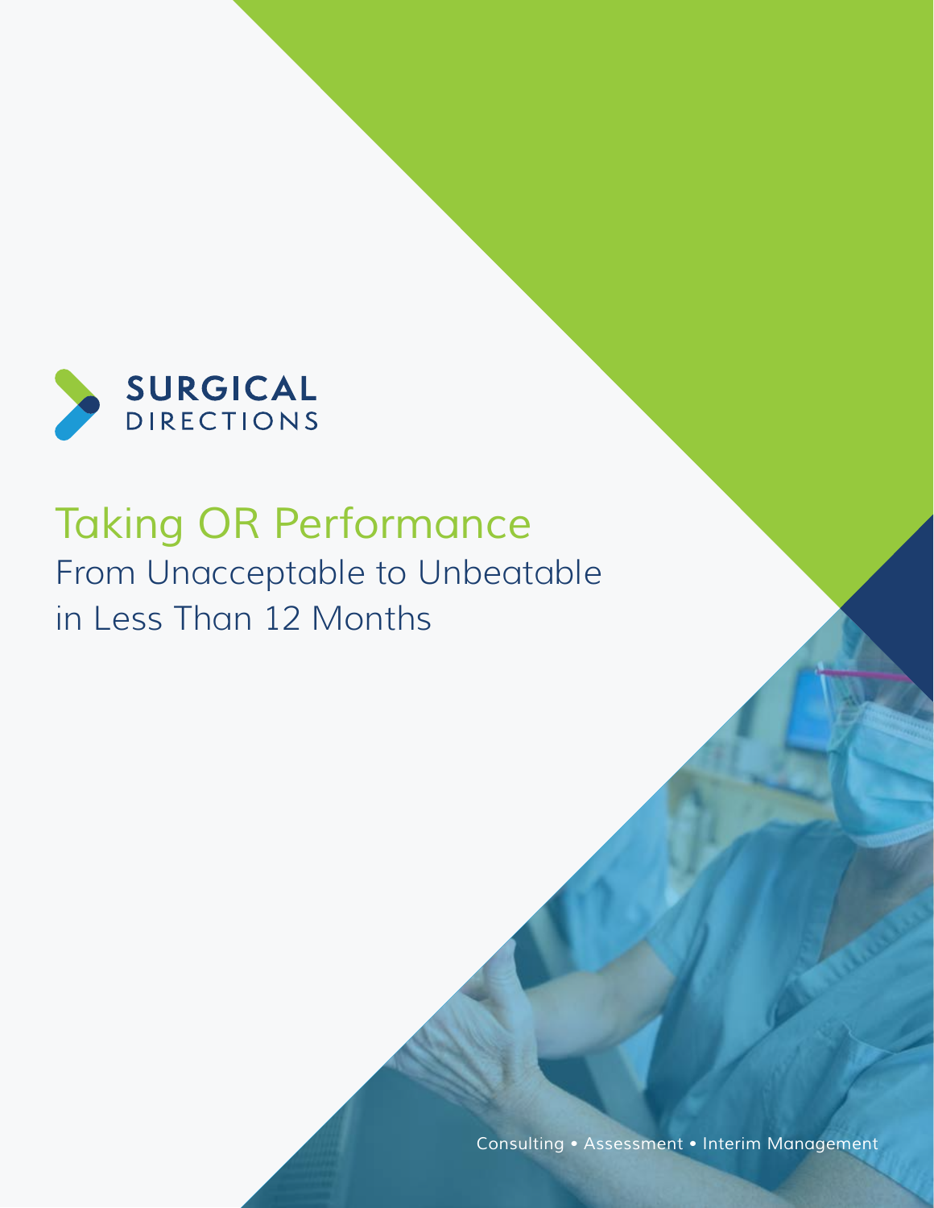SURGICAL DIRECTIONS

# Taking OR Performance

## From Unacceptable to Unbeatable in Less Than 12 Months

Consulting • Assessment • Interim Management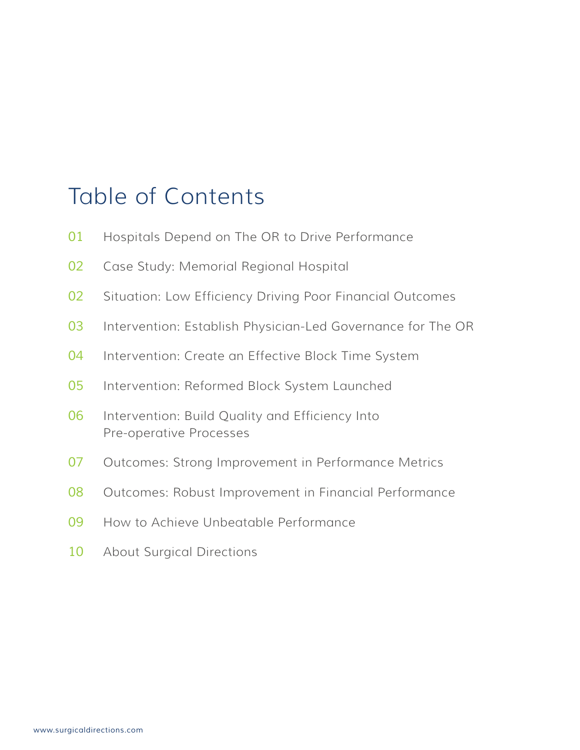# Table of Contents

01 Hospitals Depend on The OR to Drive Performance

02 Case Study: Memorial Regional Hospital

02 Situation: Low Efficiency Driving Poor Financial Outcomes

03 Intervention: Establish Physician-Led Governance for The OR

04 Intervention: Create an Effective Block Time System

05 Intervention: Reformed Block System Launched

06 Intervention: Build Quality and Efficiency Into Pre-operative Processes

07 Outcomes: Strong Improvement in Performance Metrics

08 Outcomes: Robust Improvement in Financial Performance

09 How to Achieve Unbeatable Performance

10 About Surgical Directions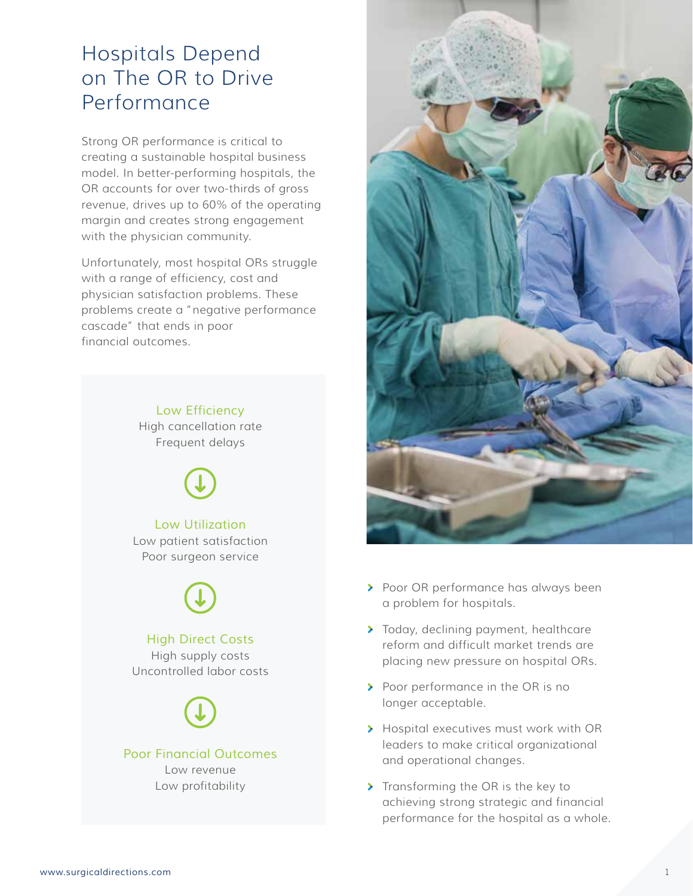# Hospitals Depend on The OR to Drive Performance

Strong OR performance is critical to creating a sustainable hospital business model. In better-performing hospitals, the OR accounts for over two-thirds of gross revenue, drives up to 60% of the operating margin and creates strong engagement with the physician community.

Unfortunately, most hospital ORs struggle with a range of efficiency, cost and physician satisfaction problems. These problems create a "negative performance cascade" that ends in poor financial outcomes.

**Low Efficiency**
High cancellation rate
Frequent delays

↓

**Low Utilization**
Low patient satisfaction
Poor surgeon service

↓

**High Direct Costs**
High supply costs
Uncontrolled labor costs

↓

**Poor Financial Outcomes**
Low revenue
Low profitability

- Poor OR performance has always been a problem for hospitals.
- Today, declining payment, healthcare reform and difficult market trends are placing new pressure on hospital ORs.
- Poor performance in the OR is no longer acceptable.
- Hospital executives must work with OR leaders to make critical organizational and operational changes.
- Transforming the OR is the key to achieving strong strategic and financial performance for the hospital as a whole.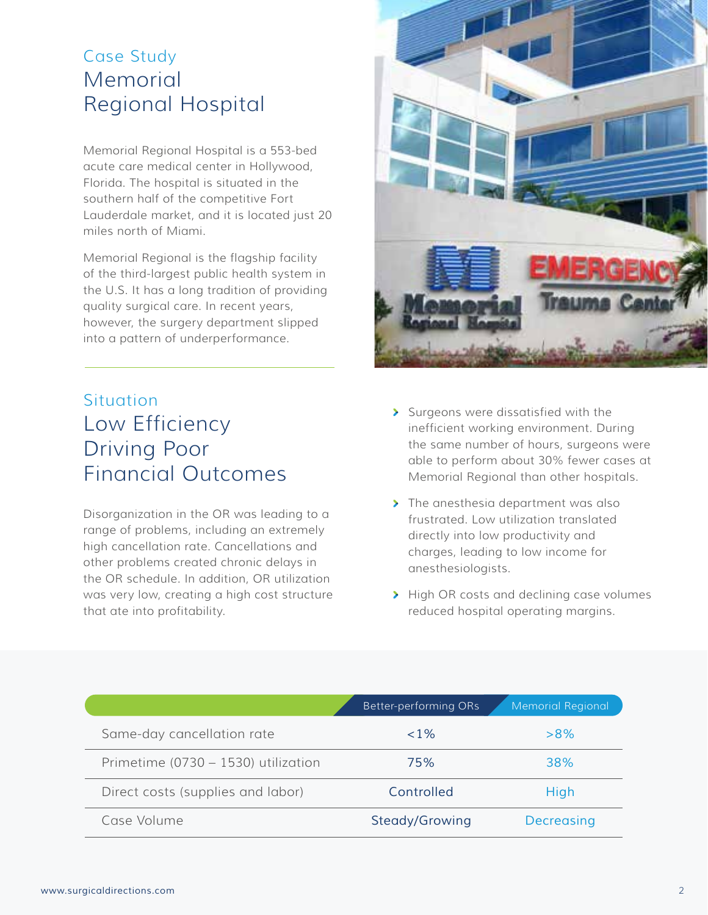## Case Study

# Memorial Regional Hospital

Memorial Regional Hospital is a 553-bed acute care medical center in Hollywood, Florida. The hospital is situated in the southern half of the competitive Fort Lauderdale market, and it is located just 20 miles north of Miami.

Memorial Regional is the flagship facility of the third-largest public health system in the U.S. It has a long tradition of providing quality surgical care. In recent years, however, the surgery department slipped into a pattern of underperformance.

## Situation

# Low Efficiency Driving Poor Financial Outcomes

Disorganization in the OR was leading to a range of problems, including an extremely high cancellation rate. Cancellations and other problems created chronic delays in the OR schedule. In addition, OR utilization was very low, creating a high cost structure that ate into profitability.

- Surgeons were dissatisfied with the inefficient working environment. During the same number of hours, surgeons were able to perform about 30% fewer cases at Memorial Regional than other hospitals.
- The anesthesia department was also frustrated. Low utilization translated directly into low productivity and charges, leading to low income for anesthesiologists.
- High OR costs and declining case volumes reduced hospital operating margins.

| | Better-performing ORs | Memorial Regional |
|---|---|---|
| Same-day cancellation rate | <1% | >8% |
| Primetime (0730 – 1530) utilization | 75% | 38% |
| Direct costs (supplies and labor) | Controlled | High |
| Case Volume | Steady/Growing | Decreasing |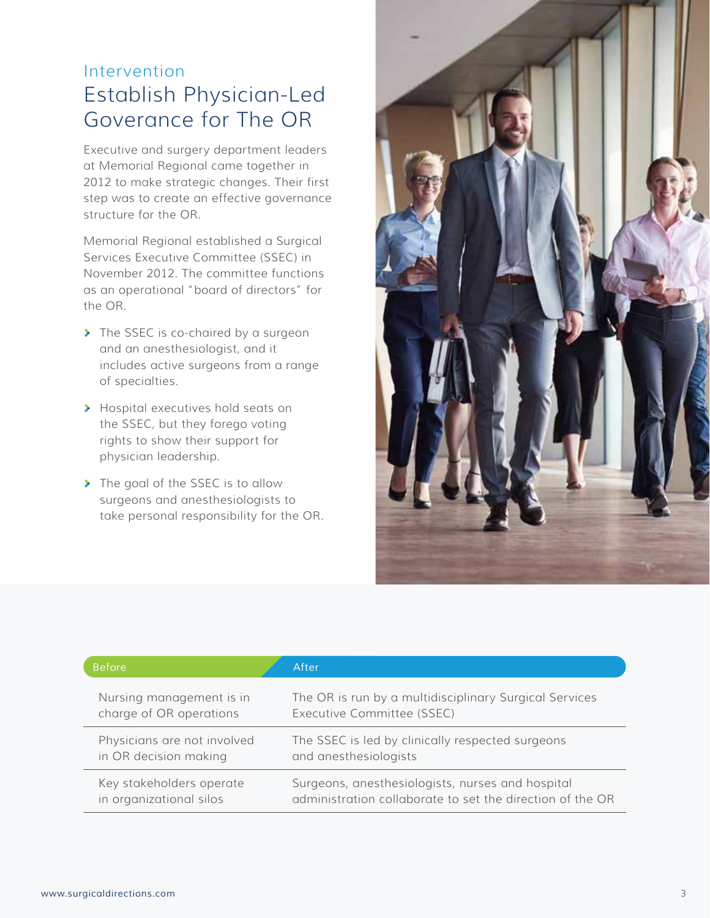## Intervention

# Establish Physician-Led Goverance for The OR

Executive and surgery department leaders at Memorial Regional came together in 2012 to make strategic changes. Their first step was to create an effective governance structure for the OR.

Memorial Regional established a Surgical Services Executive Committee (SSEC) in November 2012. The committee functions as an operational "board of directors" for the OR.

- The SSEC is co-chaired by a surgeon and an anesthesiologist, and it includes active surgeons from a range of specialties.
- Hospital executives hold seats on the SSEC, but they forego voting rights to show their support for physician leadership.
- The goal of the SSEC is to allow surgeons and anesthesiologists to take personal responsibility for the OR.

| Before | After |
|---|---|
| Nursing management is in charge of OR operations | The OR is run by a multidisciplinary Surgical Services Executive Committee (SSEC) |
| Physicians are not involved in OR decision making | The SSEC is led by clinically respected surgeons and anesthesiologists |
| Key stakeholders operate in organizational silos | Surgeons, anesthesiologists, nurses and hospital administration collaborate to set the direction of the OR |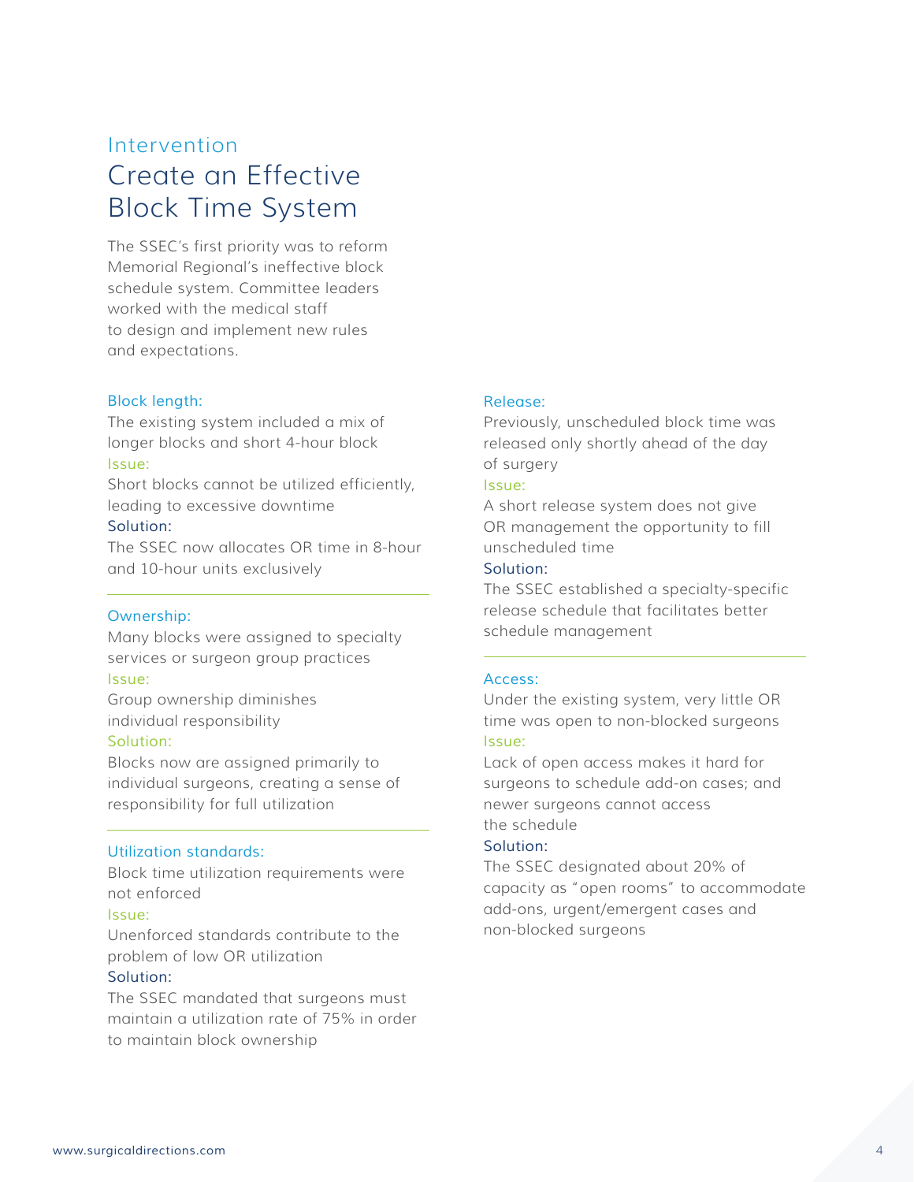## Intervention

# Create an Effective Block Time System

The SSEC's first priority was to reform Memorial Regional's ineffective block schedule system. Committee leaders worked with the medical staff to design and implement new rules and expectations.

### Block length:

The existing system included a mix of longer blocks and short 4-hour block

Issue:

Short blocks cannot be utilized efficiently, leading to excessive downtime

Solution:

The SSEC now allocates OR time in 8-hour and 10-hour units exclusively

---

### Ownership:

Many blocks were assigned to specialty services or surgeon group practices

Issue:

Group ownership diminishes individual responsibility

Solution:

Blocks now are assigned primarily to individual surgeons, creating a sense of responsibility for full utilization

---

### Utilization standards:

Block time utilization requirements were not enforced

Issue:

Unenforced standards contribute to the problem of low OR utilization

Solution:

The SSEC mandated that surgeons must maintain a utilization rate of 75% in order to maintain block ownership

### Release:

Previously, unscheduled block time was released only shortly ahead of the day of surgery

Issue:

A short release system does not give OR management the opportunity to fill unscheduled time

Solution:

The SSEC established a specialty-specific release schedule that facilitates better schedule management

---

### Access:

Under the existing system, very little OR time was open to non-blocked surgeons

Issue:

Lack of open access makes it hard for surgeons to schedule add-on cases; and newer surgeons cannot access the schedule

Solution:

The SSEC designated about 20% of capacity as "open rooms" to accommodate add-ons, urgent/emergent cases and non-blocked surgeons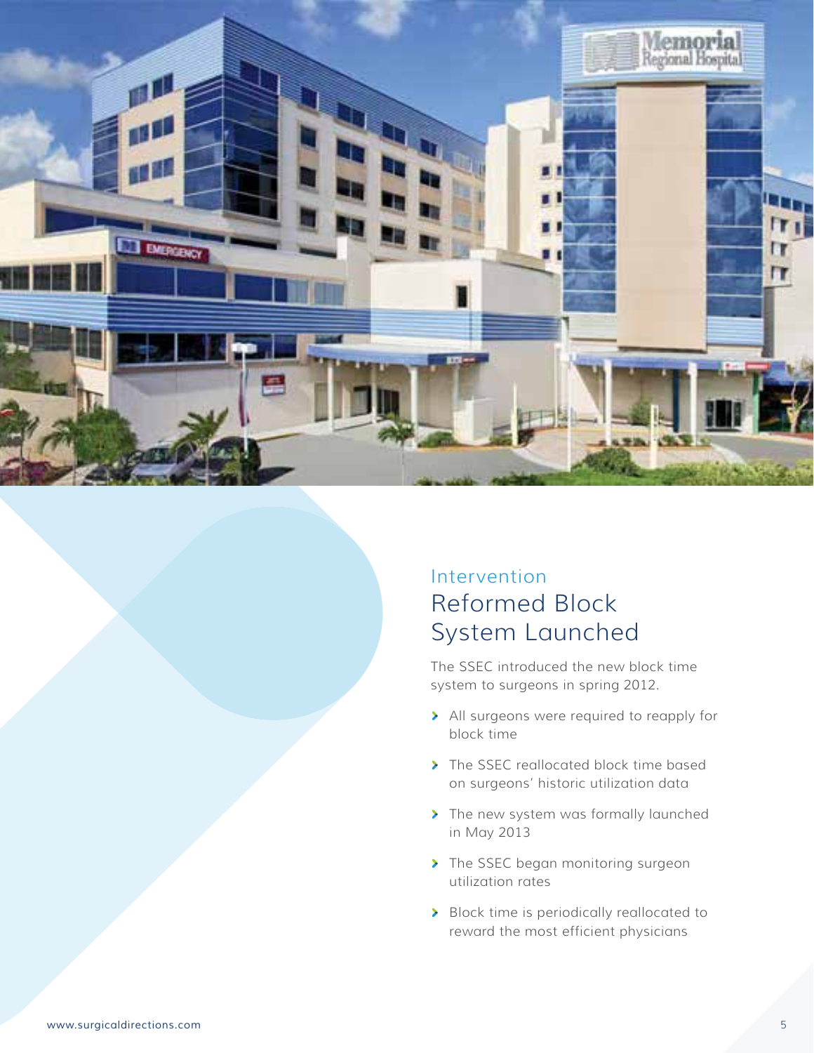## Intervention

# Reformed Block System Launched

The SSEC introduced the new block time system to surgeons in spring 2012.

- All surgeons were required to reapply for block time
- The SSEC reallocated block time based on surgeons' historic utilization data
- The new system was formally launched in May 2013
- The SSEC began monitoring surgeon utilization rates
- Block time is periodically reallocated to reward the most efficient physicians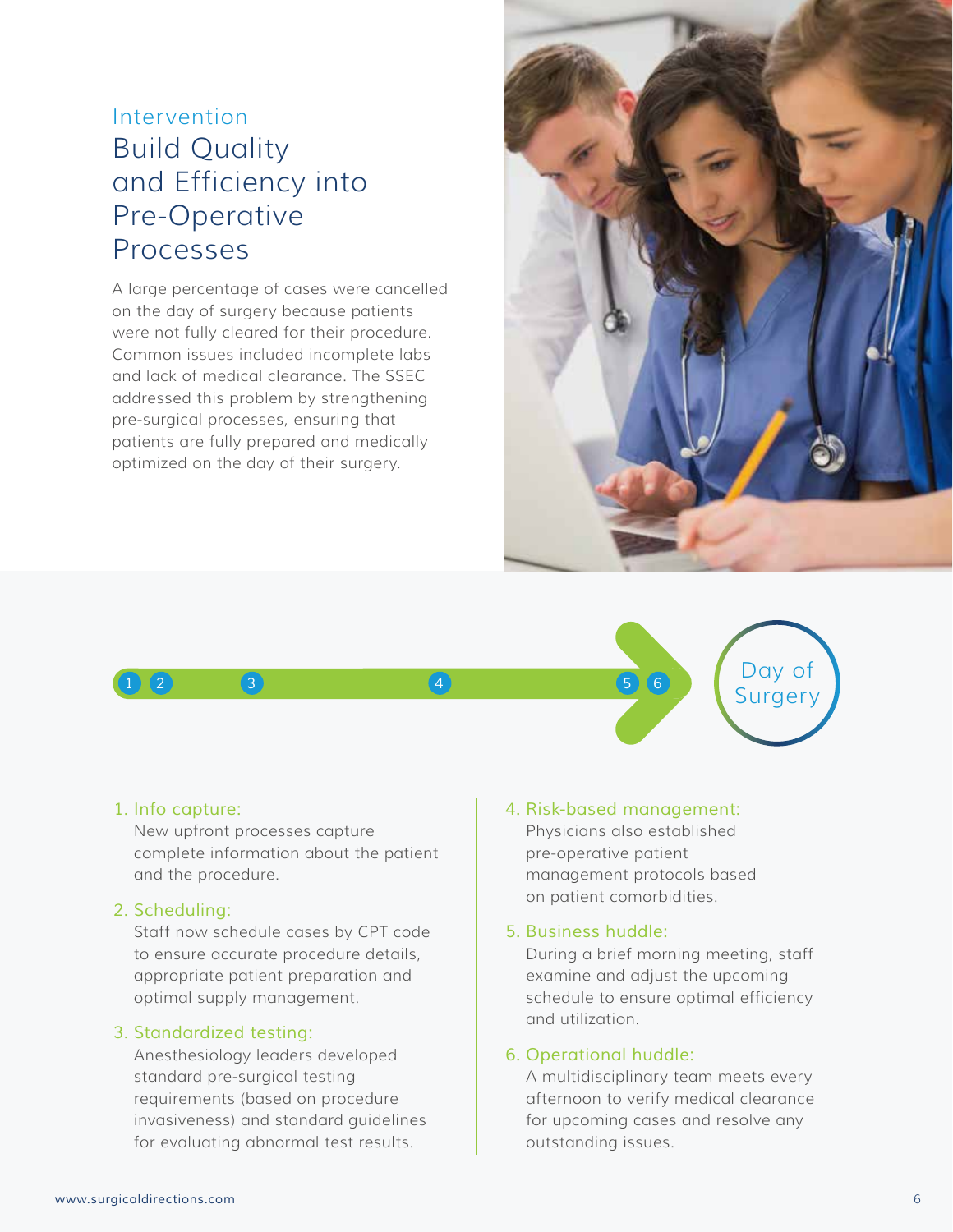Intervention

## Build Quality and Efficiency into Pre-Operative Processes

A large percentage of cases were cancelled on the day of surgery because patients were not fully cleared for their procedure. Common issues included incomplete labs and lack of medical clearance. The SSEC addressed this problem by strengthening pre-surgical processes, ensuring that patients are fully prepared and medically optimized on the day of their surgery.

1 2 3 4 5 6 → Day of Surgery

1. Info capture:
   New upfront processes capture complete information about the patient and the procedure.

2. Scheduling:
   Staff now schedule cases by CPT code to ensure accurate procedure details, appropriate patient preparation and optimal supply management.

3. Standardized testing:
   Anesthesiology leaders developed standard pre-surgical testing requirements (based on procedure invasiveness) and standard guidelines for evaluating abnormal test results.

4. Risk-based management:
   Physicians also established pre-operative patient management protocols based on patient comorbidities.

5. Business huddle:
   During a brief morning meeting, staff examine and adjust the upcoming schedule to ensure optimal efficiency and utilization.

6. Operational huddle:
   A multidisciplinary team meets every afternoon to verify medical clearance for upcoming cases and resolve any outstanding issues.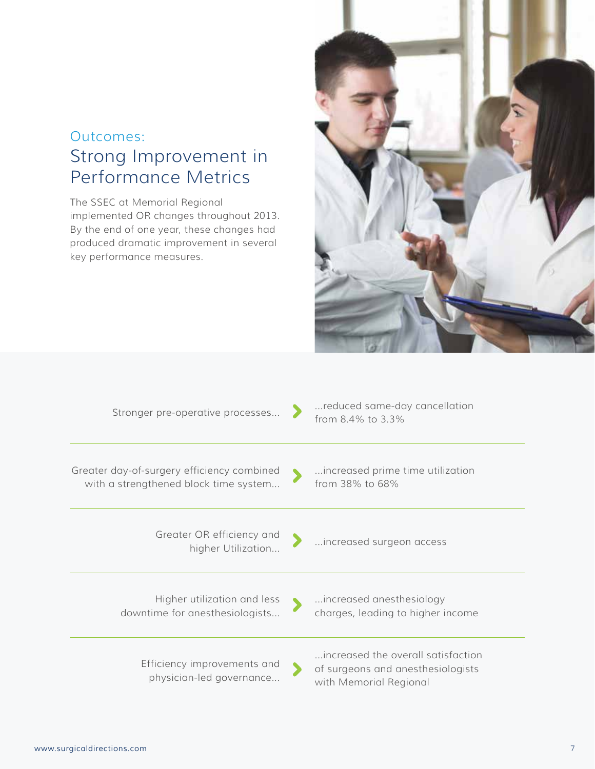## Outcomes:
# Strong Improvement in Performance Metrics

The SSEC at Memorial Regional implemented OR changes throughout 2013. By the end of one year, these changes had produced dramatic improvement in several key performance measures.

| | |
|---|---|
| Stronger pre-operative processes... | ...reduced same-day cancellation from 8.4% to 3.3% |
| Greater day-of-surgery efficiency combined with a strengthened block time system... | ...increased prime time utilization from 38% to 68% |
| Greater OR efficiency and higher Utilization... | ...increased surgeon access |
| Higher utilization and less downtime for anesthesiologists... | ...increased anesthesiology charges, leading to higher income |
| Efficiency improvements and physician-led governance... | ...increased the overall satisfaction of surgeons and anesthesiologists with Memorial Regional |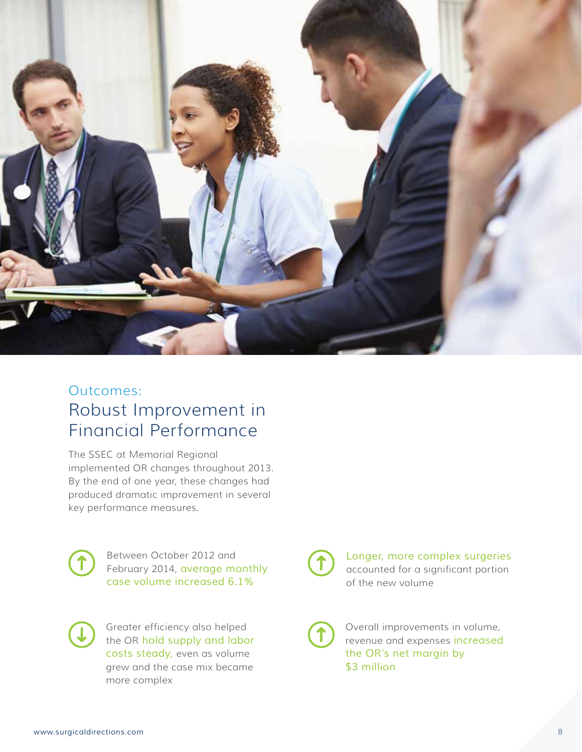Outcomes:

## Robust Improvement in Financial Performance

The SSEC at Memorial Regional implemented OR changes throughout 2013. By the end of one year, these changes had produced dramatic improvement in several key performance measures.

- Between October 2012 and February 2014, average monthly case volume increased 6.1%
- Longer, more complex surgeries accounted for a significant portion of the new volume
- Greater efficiency also helped the OR hold supply and labor costs steady, even as volume grew and the case mix became more complex
- Overall improvements in volume, revenue and expenses increased the OR's net margin by $3 million

www.surgicaldirections.com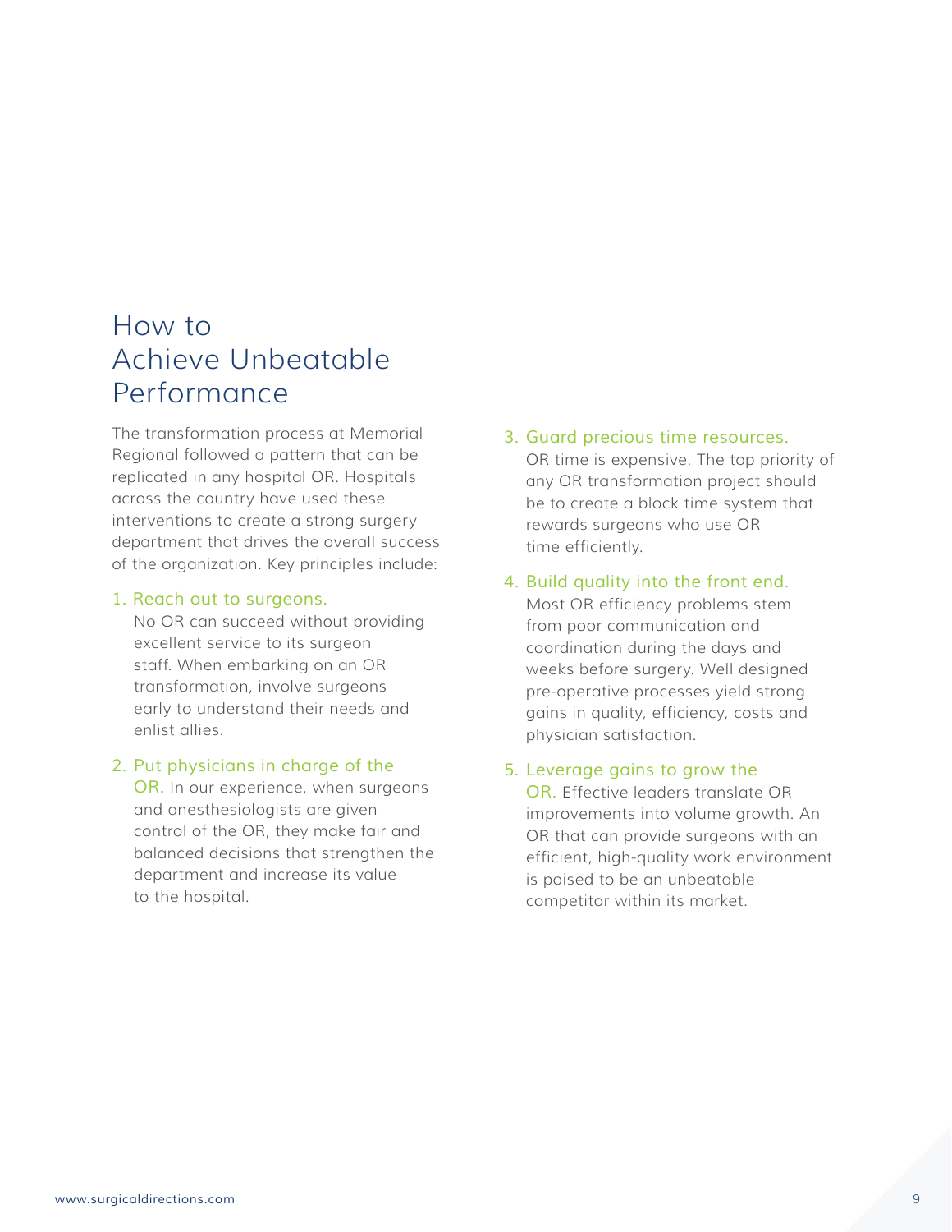# How to Achieve Unbeatable Performance

The transformation process at Memorial Regional followed a pattern that can be replicated in any hospital OR. Hospitals across the country have used these interventions to create a strong surgery department that drives the overall success of the organization. Key principles include:

1. **Reach out to surgeons.** No OR can succeed without providing excellent service to its surgeon staff. When embarking on an OR transformation, involve surgeons early to understand their needs and enlist allies.

2. **Put physicians in charge of the OR.** In our experience, when surgeons and anesthesiologists are given control of the OR, they make fair and balanced decisions that strengthen the department and increase its value to the hospital.

3. **Guard precious time resources.** OR time is expensive. The top priority of any OR transformation project should be to create a block time system that rewards surgeons who use OR time efficiently.

4. **Build quality into the front end.** Most OR efficiency problems stem from poor communication and coordination during the days and weeks before surgery. Well designed pre-operative processes yield strong gains in quality, efficiency, costs and physician satisfaction.

5. **Leverage gains to grow the OR.** Effective leaders translate OR improvements into volume growth. An OR that can provide surgeons with an efficient, high-quality work environment is poised to be an unbeatable competitor within its market.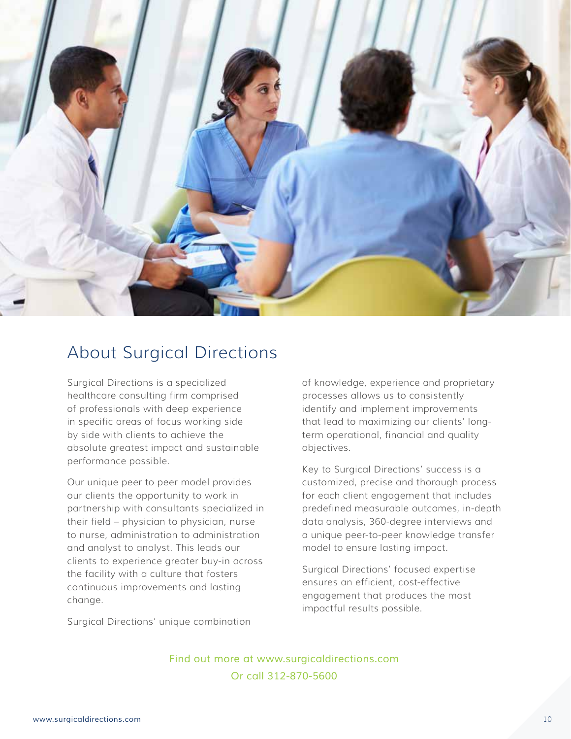## About Surgical Directions

Surgical Directions is a specialized healthcare consulting firm comprised of professionals with deep experience in specific areas of focus working side by side with clients to achieve the absolute greatest impact and sustainable performance possible.

Our unique peer to peer model provides our clients the opportunity to work in partnership with consultants specialized in their field – physician to physician, nurse to nurse, administration to administration and analyst to analyst. This leads our clients to experience greater buy-in across the facility with a culture that fosters continuous improvements and lasting change.

Surgical Directions' unique combination of knowledge, experience and proprietary processes allows us to consistently identify and implement improvements that lead to maximizing our clients' long-term operational, financial and quality objectives.

Key to Surgical Directions' success is a customized, precise and thorough process for each client engagement that includes predefined measurable outcomes, in-depth data analysis, 360-degree interviews and a unique peer-to-peer knowledge transfer model to ensure lasting impact.

Surgical Directions' focused expertise ensures an efficient, cost-effective engagement that produces the most impactful results possible.

Find out more at www.surgicaldirections.com
Or call 312-870-5600